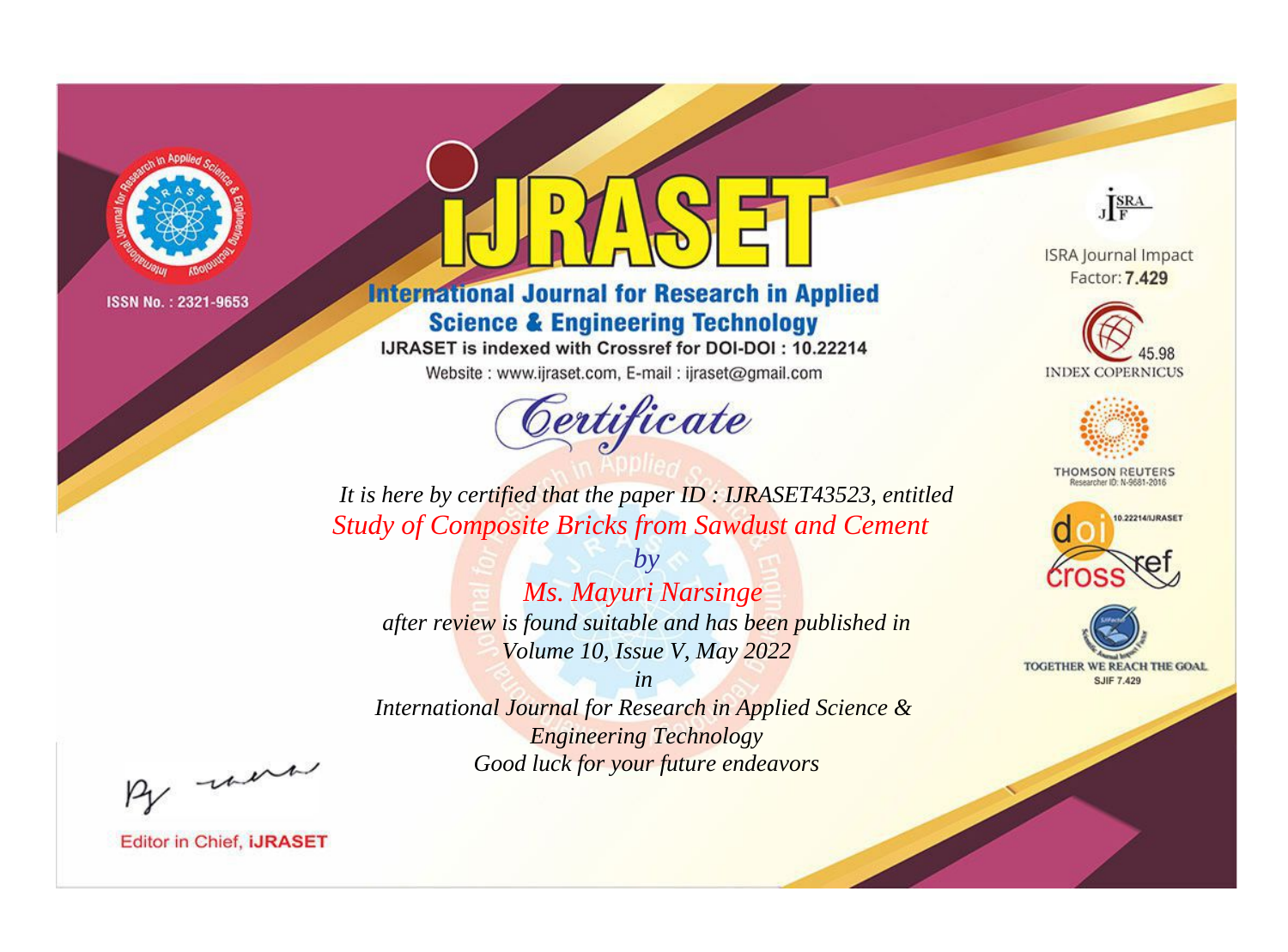ISSN No. : 2321-9653

# IJRASET

## International Journal for Research in Applied Science & Engineering Technology

IJRASET is indexed with Crossref for DOI-DOI : 10.22214

Website : www.ijraset.com, E-mail : ijraset@gmail.com

ISRA Journal Impact Factor: **7.429**

45.98 INDEX COPERNICUS

THOMSON REUTERS Researcher ID: N-9681-2016

10.22214/IJRASET

TOGETHER WE REACH THE GOAL SJIF 7.429

# *Certificate*

*It is here by certified that the paper ID : IJRASET43523, entitled*

*Study of Composite Bricks from Sawdust and Cement*

*by*

*Ms. Mayuri Narsinge*

*after review is found suitable and has been published in*

*Volume 10, Issue V, May 2022*

*in*

*International Journal for Research in Applied Science & Engineering Technology*

*Good luck for your future endeavors*

Editor in Chief, **IJRASET**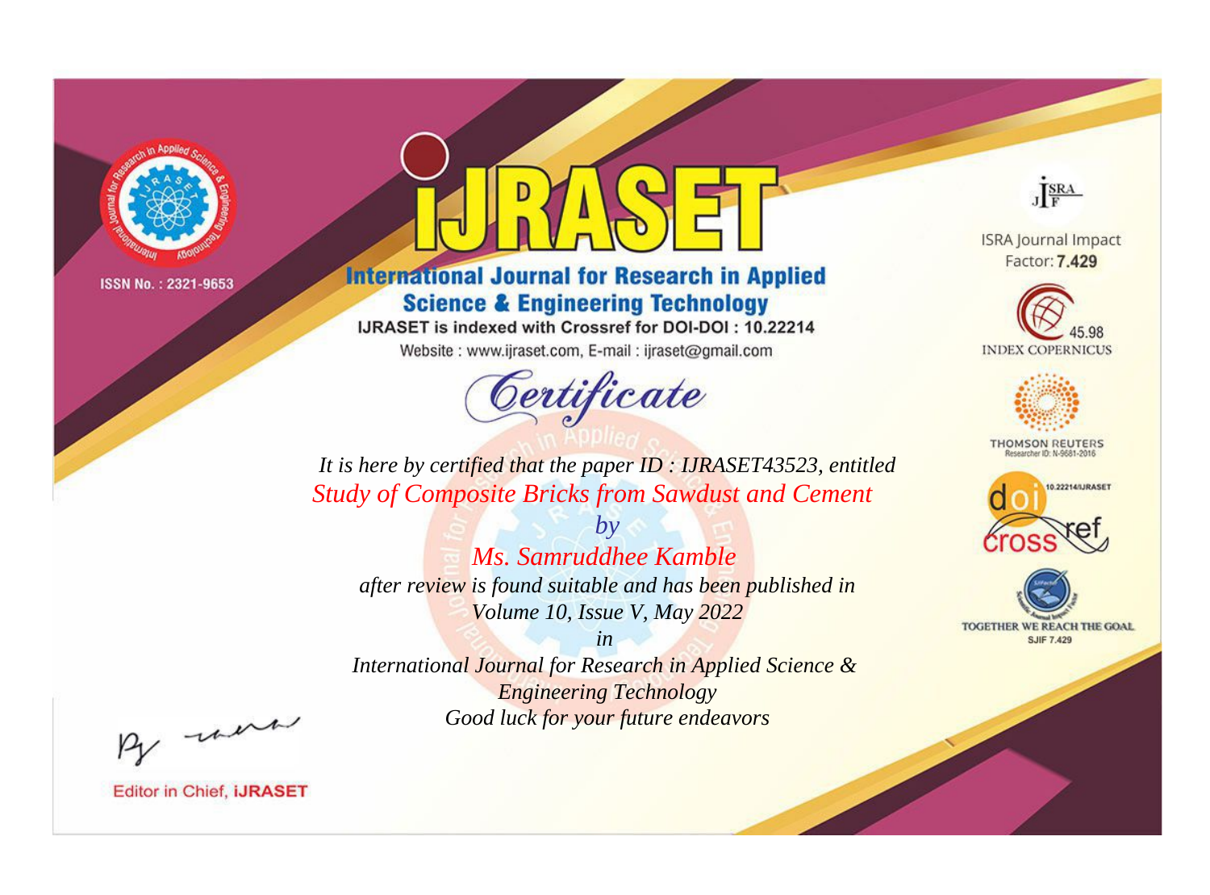ISSN No. : 2321-9653

# IJRASET

## International Journal for Research in Applied Science & Engineering Technology

IJRASET is indexed with Crossref for DOI-DOI : 10.22214

Website : www.ijraset.com, E-mail : ijraset@gmail.com

# Certificate

*It is here by certified that the paper ID : IJRASET43523, entitled*

*Study of Composite Bricks from Sawdust and Cement*

*by*

*Ms. Samruddhee Kamble*

*after review is found suitable and has been published in*

*Volume 10, Issue V, May 2022*

*in*

*International Journal for Research in Applied Science & Engineering Technology*

*Good luck for your future endeavors*

ISRA Journal Impact Factor: **7.429**

45.98 INDEX COPERNICUS

THOMSON REUTERS Researcher ID: N-9681-2016

10.22214/IJRASET

TOGETHER WE REACH THE GOAL SJIF 7.429

Editor in Chief, **iJRASET**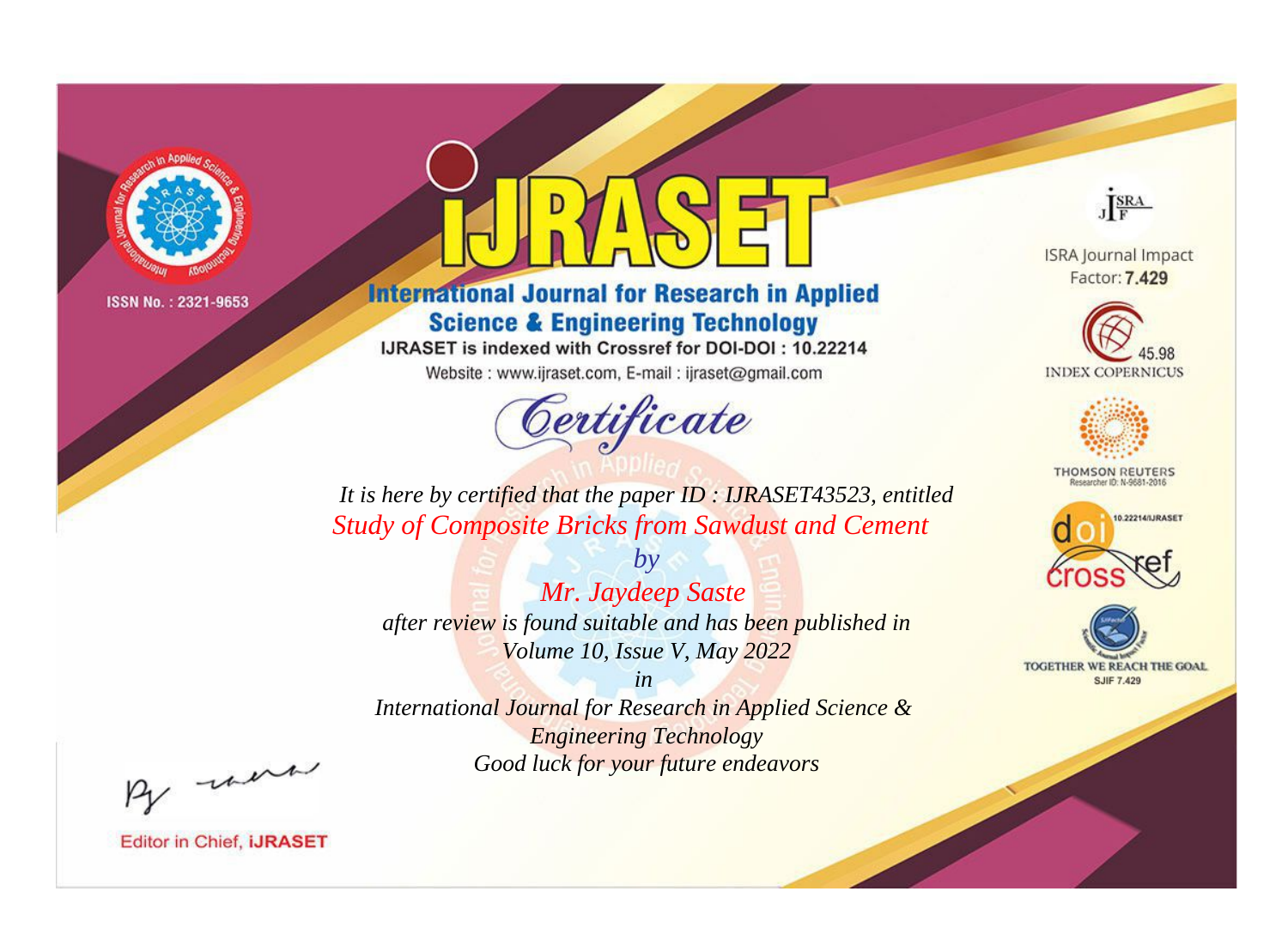ISSN No. : 2321-9653

# iJRASET

## International Journal for Research in Applied Science & Engineering Technology

IJRASET is indexed with Crossref for DOI-DOI : 10.22214

Website : www.ijraset.com, E-mail : ijraset@gmail.com

ISRA Journal Impact Factor: **7.429**

45.98 INDEX COPERNICUS

THOMSON REUTERS Researcher ID: N-9681-2016

10.22214/IJRASET

TOGETHER WE REACH THE GOAL SJIF 7.429

# *Certificate*

*It is here by certified that the paper ID : IJRASET43523, entitled*

*Study of Composite Bricks from Sawdust and Cement*

*by*

*Mr. Jaydeep Saste*

*after review is found suitable and has been published in*

*Volume 10, Issue V, May 2022*

*in*

*International Journal for Research in Applied Science & Engineering Technology*

*Good luck for your future endeavors*

Editor in Chief, **iJRASET**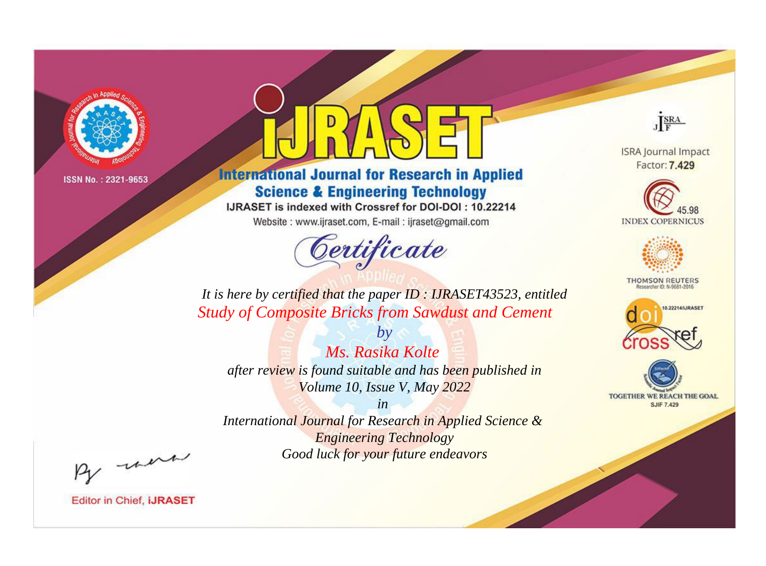ISSN No. : 2321-9653

# iJRASET

## International Journal for Research in Applied Science & Engineering Technology

IJRASET is indexed with Crossref for DOI-DOI : 10.22214

Website : www.ijraset.com, E-mail : ijraset@gmail.com

ISRA Journal Impact Factor: **7.429**

45.98 INDEX COPERNICUS

THOMSON REUTERS Researcher ID: N-9681-2016

10.22214/IJRASET

TOGETHER WE REACH THE GOAL SJIF 7.429

# *Certificate*

*It is here by certified that the paper ID : IJRASET43523, entitled*

*Study of Composite Bricks from Sawdust and Cement*

*by*

*Ms. Rasika Kolte*

*after review is found suitable and has been published in*

*Volume 10, Issue V, May 2022*

*in*

*International Journal for Research in Applied Science & Engineering Technology*

*Good luck for your future endeavors*

Editor in Chief, **iJRASET**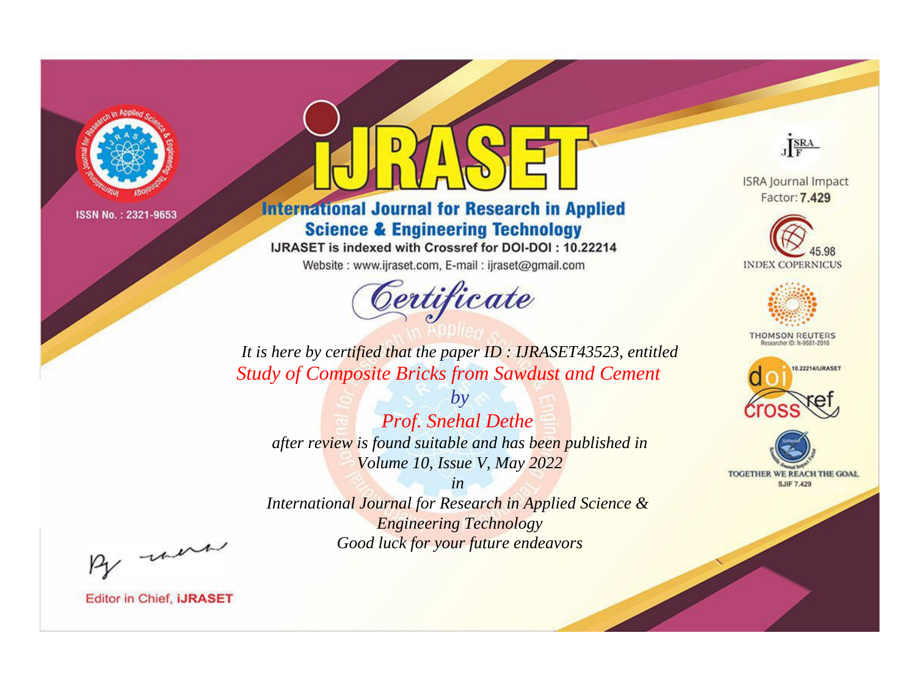ISSN No. : 2321-9653

# iJRASET

## International Journal for Research in Applied Science & Engineering Technology

IJRASET is indexed with Crossref for DOI-DOI : 10.22214

Website : www.ijraset.com, E-mail : ijraset@gmail.com

ISRA Journal Impact Factor: **7.429**

45.98 INDEX COPERNICUS

THOMSON REUTERS Researcher ID: N-9681-2016

10.22214/IJRASET

TOGETHER WE REACH THE GOAL SJIF 7.429

*Certificate*

*It is here by certified that the paper ID : IJRASET43523, entitled*

*Study of Composite Bricks from Sawdust and Cement*

*by*

*Prof. Snehal Dethe*

*after review is found suitable and has been published in*

*Volume 10, Issue V, May 2022*

*in*

*International Journal for Research in Applied Science & Engineering Technology*

*Good luck for your future endeavors*

Editor in Chief, **iJRASET**